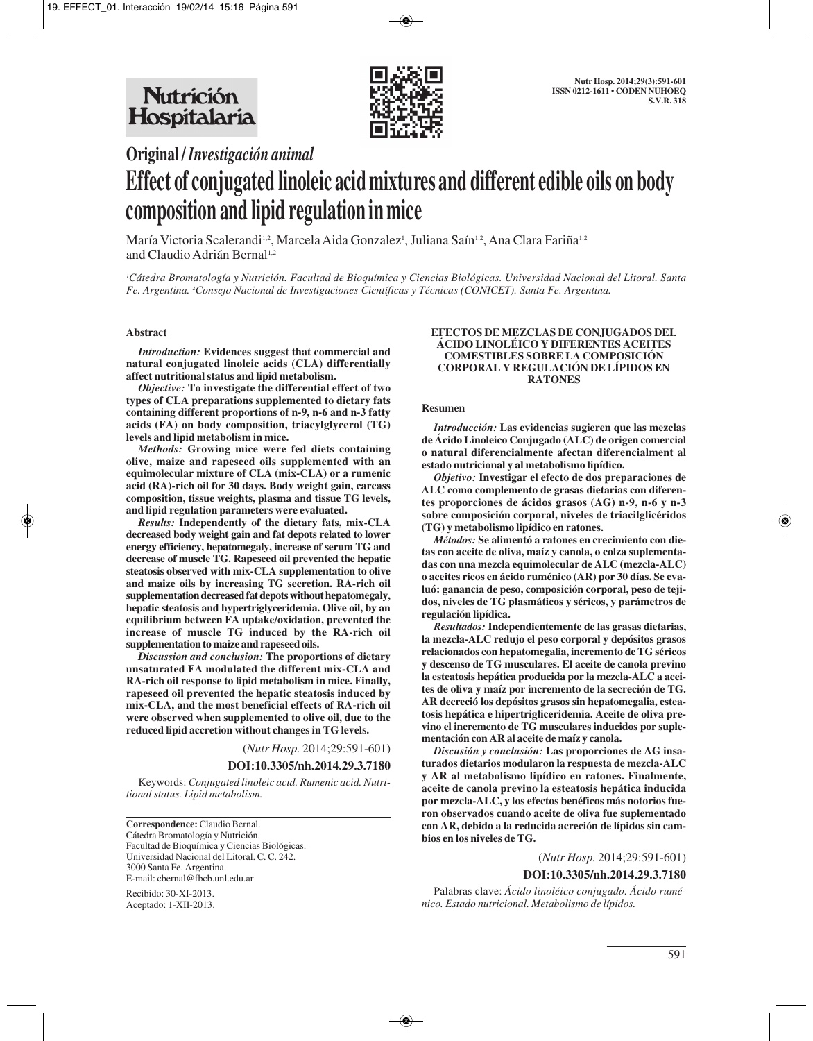Original / *Investigación animal*

# Effect of conjugated linoleic acid mixtures and different edible oils on body composition and lipid regulation in mice

María Victoria Scalerandi[1,2], Marcela Aida Gonzalez[1], Juliana Saín[1,2], Ana Clara Fariña[1,2] and Claudio Adrián Bernal[1,2]

[1]*Cátedra Bromatología y Nutrición. Facultad de Bioquímica y Ciencias Biológicas. Universidad Nacional del Litoral. Santa Fe. Argentina.* [2]*Consejo Nacional de Investigaciones Científicas y Técnicas (CONICET). Santa Fe. Argentina.*

## Abstract

***Introduction:*** **Evidences suggest that commercial and natural conjugated linoleic acids (CLA) differentially affect nutritional status and lipid metabolism.**

***Objective:*** **To investigate the differential effect of two types of CLA preparations supplemented to dietary fats containing different proportions of n-9, n-6 and n-3 fatty acids (FA) on body composition, triacylglycerol (TG) levels and lipid metabolism in mice.**

***Methods:*** **Growing mice were fed diets containing olive, maize and rapeseed oils supplemented with an equimolecular mixture of CLA (mix-CLA) or a rumenic acid (RA)-rich oil for 30 days. Body weight gain, carcass composition, tissue weights, plasma and tissue TG levels, and lipid regulation parameters were evaluated.**

***Results:*** **Independently of the dietary fats, mix-CLA decreased body weight gain and fat depots related to lower energy efficiency, hepatomegaly, increase of serum TG and decrease of muscle TG. Rapeseed oil prevented the hepatic steatosis observed with mix-CLA supplementation to olive and maize oils by increasing TG secretion. RA-rich oil supplementation decreased fat depots without hepatomegaly, hepatic steatosis and hypertriglyceridemia. Olive oil, by an equilibrium between FA uptake/oxidation, prevented the increase of muscle TG induced by the RA-rich oil supplementation to maize and rapeseed oils.**

***Discussion and conclusion:*** **The proportions of dietary unsaturated FA modulated the different mix-CLA and RA-rich oil response to lipid metabolism in mice. Finally, rapeseed oil prevented the hepatic steatosis induced by mix-CLA, and the most beneficial effects of RA-rich oil were observed when supplemented to olive oil, due to the reduced lipid accretion without changes in TG levels.**

(*Nutr Hosp.* 2014;29:591-601)

**DOI:10.3305/nh.2014.29.3.7180**

Keywords: *Conjugated linoleic acid. Rumenic acid. Nutritional status. Lipid metabolism.*

**Correspondence:** Claudio Bernal.
Cátedra Bromatología y Nutrición.
Facultad de Bioquímica y Ciencias Biológicas.
Universidad Nacional del Litoral. C. C. 242.
3000 Santa Fe. Argentina.
E-mail: cbernal@fbcb.unl.edu.ar

Recibido: 30-XI-2013.
Aceptado: 1-XII-2013.

## EFECTOS DE MEZCLAS DE CONJUGADOS DEL ÁCIDO LINOLÉICO Y DIFERENTES ACEITES COMESTIBLES SOBRE LA COMPOSICIÓN CORPORAL Y REGULACIÓN DE LÍPIDOS EN RATONES

### Resumen

***Introducción:*** **Las evidencias sugieren que las mezclas de Ácido Linoleico Conjugado (ALC) de origen comercial o natural diferencialmente afectan diferencialmente al estado nutricional y al metabolismo lipídico.**

***Objetivo:*** **Investigar el efecto de dos preparaciones de ALC como complemento de grasas dietarias con diferentes proporciones de ácidos grasos (AG) n-9, n-6 y n-3 sobre composición corporal, niveles de triacilglicéridos (TG) y metabolismo lipídico en ratones.**

***Métodos:*** **Se alimentó a ratones en crecimiento con dietas con aceite de oliva, maíz y canola, o colza suplementadas con una mezcla equimolecular de ALC (mezcla-ALC) o aceites ricos en ácido ruménico (AR) por 30 días. Se evaluó: ganancia de peso, composición corporal, peso de tejidos, niveles de TG plasmáticos y séricos, y parámetros de regulación lipídica.**

***Resultados:*** **Independientemente de las grasas dietarias, la mezcla-ALC redujo el peso corporal y depósitos grasos relacionados con hepatomegalia, incremento de TG séricos y descenso de TG musculares. El aceite de canola previno la esteatosis hepática producida por la mezcla-ALC a aceites de oliva y maíz por incremento de la secreción de TG. AR decreció los depósitos grasos sin hepatomegalia, esteatosis hepática e hipertrigliceridemia. Aceite de oliva previno el incremento de TG musculares inducidos por suplementación con AR al aceite de maíz y canola.**

***Discusión y conclusión:*** **Las proporciones de AG insaturados dietarios modularon la respuesta de mezcla-ALC y AR al metabolismo lipídico en ratones. Finalmente, aceite de canola previno la esteatosis hepática inducida por mezcla-ALC, y los efectos benéficos más notorios fueron observados cuando aceite de oliva fue suplementado con AR, debido a la reducida acreción de lípidos sin cambios en los niveles de TG.**

(*Nutr Hosp.* 2014;29:591-601)

**DOI:10.3305/nh.2014.29.3.7180**

Palabras clave: *Ácido linoléico conjugado. Ácido ruménico. Estado nutricional. Metabolismo de lípidos.*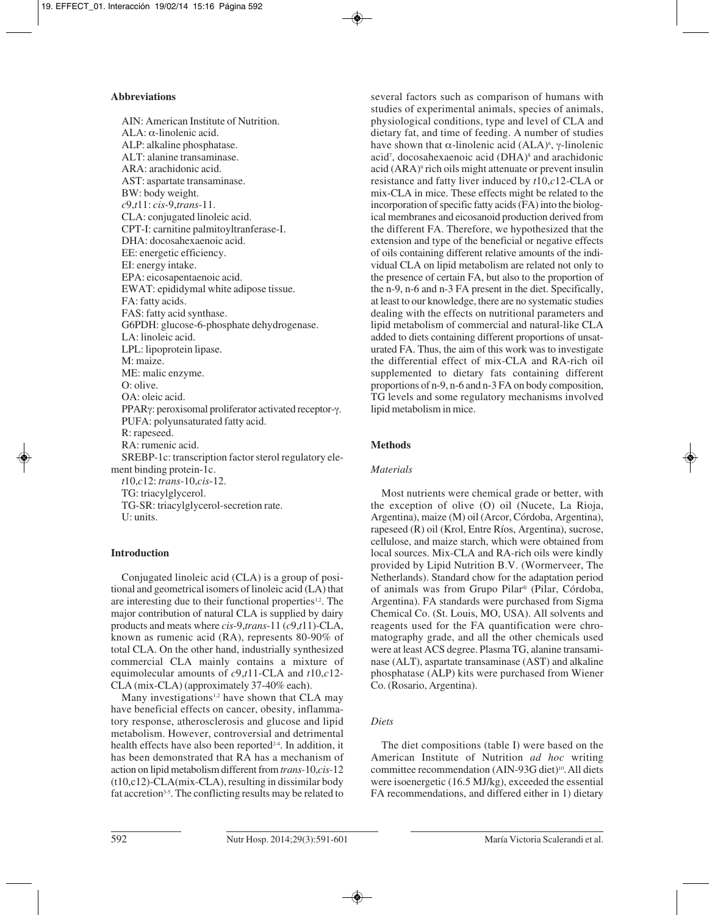## Abbreviations

AIN: American Institute of Nutrition.
ALA: α-linolenic acid.
ALP: alkaline phosphatase.
ALT: alanine transaminase.
ARA: arachidonic acid.
AST: aspartate transaminase.
BW: body weight.
*c*9,*t*11: *cis*-9,*trans*-11.
CLA: conjugated linoleic acid.
CPT-I: carnitine palmitoyltranferase-I.
DHA: docosahexaenoic acid.
EE: energetic efficiency.
EI: energy intake.
EPA: eicosapentaenoic acid.
EWAT: epididymal white adipose tissue.
FA: fatty acids.
FAS: fatty acid synthase.
G6PDH: glucose-6-phosphate dehydrogenase.
LA: linoleic acid.
LPL: lipoprotein lipase.
M: maize.
ME: malic enzyme.
O: olive.
OA: oleic acid.
PPARγ: peroxisomal proliferator activated receptor-γ.
PUFA: polyunsaturated fatty acid.
R: rapeseed.
RA: rumenic acid.
SREBP-1c: transcription factor sterol regulatory element binding protein-1c.
*t*10,*c*12: *trans*-10,*cis*-12.
TG: triacylglycerol.
TG-SR: triacylglycerol-secretion rate.
U: units.

## Introduction

Conjugated linoleic acid (CLA) is a group of positional and geometrical isomers of linoleic acid (LA) that are interesting due to their functional properties[1,2]. The major contribution of natural CLA is supplied by dairy products and meats where *cis*-9,*trans*-11 (*c*9,*t*11)-CLA, known as rumenic acid (RA), represents 80-90% of total CLA. On the other hand, industrially synthesized commercial CLA mainly contains a mixture of equimolecular amounts of *c*9,*t*11-CLA and *t*10,*c*12-CLA (mix-CLA) (approximately 37-40% each).

Many investigations[1,2] have shown that CLA may have beneficial effects on cancer, obesity, inflammatory response, atherosclerosis and glucose and lipid metabolism. However, controversial and detrimental health effects have also been reported[2-4]. In addition, it has been demonstrated that RA has a mechanism of action on lipid metabolism different from *trans*-10,*cis*-12 (t10,c12)-CLA(mix-CLA), resulting in dissimilar body fat accretion[3-5]. The conflicting results may be related to several factors such as comparison of humans with studies of experimental animals, species of animals, physiological conditions, type and level of CLA and dietary fat, and time of feeding. A number of studies have shown that α-linolenic acid (ALA)[6], γ-linolenic acid[7], docosahexaenoic acid (DHA)[8] and arachidonic acid (ARA)[9] rich oils might attenuate or prevent insulin resistance and fatty liver induced by *t*10,*c*12-CLA or mix-CLA in mice. These effects might be related to the incorporation of specific fatty acids (FA) into the biological membranes and eicosanoid production derived from the different FA. Therefore, we hypothesized that the extension and type of the beneficial or negative effects of oils containing different relative amounts of the individual CLA on lipid metabolism are related not only to the presence of certain FA, but also to the proportion of the n-9, n-6 and n-3 FA present in the diet. Specifically, at least to our knowledge, there are no systematic studies dealing with the effects on nutritional parameters and lipid metabolism of commercial and natural-like CLA added to diets containing different proportions of unsaturated FA. Thus, the aim of this work was to investigate the differential effect of mix-CLA and RA-rich oil supplemented to dietary fats containing different proportions of n-9, n-6 and n-3 FA on body composition, TG levels and some regulatory mechanisms involved lipid metabolism in mice.

## Methods

### *Materials*

Most nutrients were chemical grade or better, with the exception of olive (O) oil (Nucete, La Rioja, Argentina), maize (M) oil (Arcor, Córdoba, Argentina), rapeseed (R) oil (Krol, Entre Ríos, Argentina), sucrose, cellulose, and maize starch, which were obtained from local sources. Mix-CLA and RA-rich oils were kindly provided by Lipid Nutrition B.V. (Wormerveer, The Netherlands). Standard chow for the adaptation period of animals was from Grupo Pilar® (Pilar, Córdoba, Argentina). FA standards were purchased from Sigma Chemical Co. (St. Louis, MO, USA). All solvents and reagents used for the FA quantification were chromatography grade, and all the other chemicals used were at least ACS degree. Plasma TG, alanine transaminase (ALT), aspartate transaminase (AST) and alkaline phosphatase (ALP) kits were purchased from Wiener Co. (Rosario, Argentina).

### *Diets*

The diet compositions (table I) were based on the American Institute of Nutrition *ad hoc* writing committee recommendation (AIN-93G diet)[10]. All diets were isoenergetic (16.5 MJ/kg), exceeded the essential FA recommendations, and differed either in 1) dietary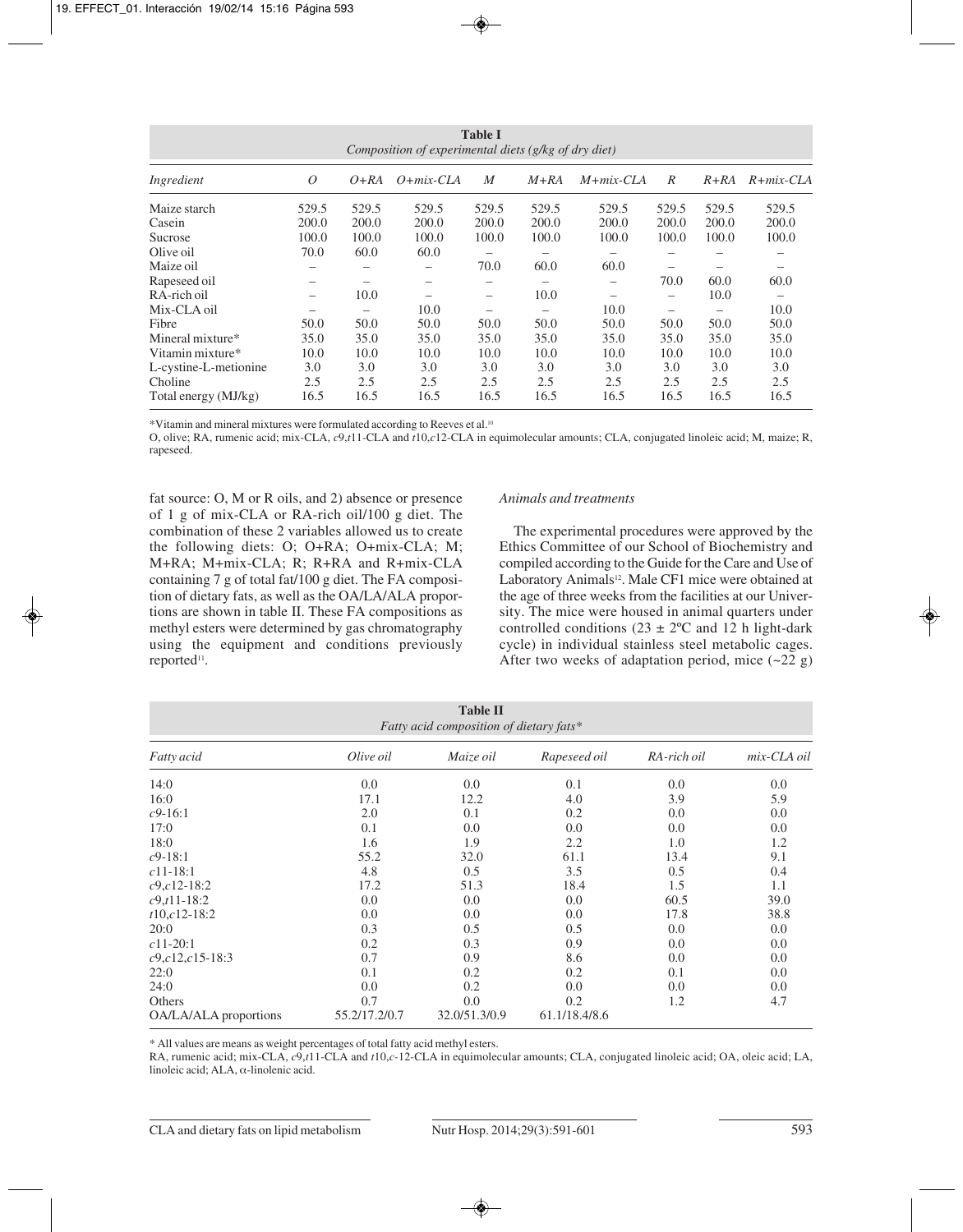**Table I**
*Composition of experimental diets (g/kg of dry diet)*

| *Ingredient* | *O* | *O+RA* | *O+mix-CLA* | *M* | *M+RA* | *M+mix-CLA* | *R* | *R+RA* | *R+mix-CLA* |
|---|---|---|---|---|---|---|---|---|---|
| Maize starch | 529.5 | 529.5 | 529.5 | 529.5 | 529.5 | 529.5 | 529.5 | 529.5 | 529.5 |
| Casein | 200.0 | 200.0 | 200.0 | 200.0 | 200.0 | 200.0 | 200.0 | 200.0 | 200.0 |
| Sucrose | 100.0 | 100.0 | 100.0 | 100.0 | 100.0 | 100.0 | 100.0 | 100.0 | 100.0 |
| Olive oil | 70.0 | 60.0 | 60.0 | – | – | – | – | – | – |
| Maize oil | – | – | – | 70.0 | 60.0 | 60.0 | – | – | – |
| Rapeseed oil | – | – | – | – | – | – | 70.0 | 60.0 | 60.0 |
| RA-rich oil | – | 10.0 | – | – | 10.0 | – | – | 10.0 | – |
| Mix-CLA oil | – | – | 10.0 | – | – | 10.0 | – | – | 10.0 |
| Fibre | 50.0 | 50.0 | 50.0 | 50.0 | 50.0 | 50.0 | 50.0 | 50.0 | 50.0 |
| Mineral mixture* | 35.0 | 35.0 | 35.0 | 35.0 | 35.0 | 35.0 | 35.0 | 35.0 | 35.0 |
| Vitamin mixture* | 10.0 | 10.0 | 10.0 | 10.0 | 10.0 | 10.0 | 10.0 | 10.0 | 10.0 |
| L-cystine-L-metionine | 3.0 | 3.0 | 3.0 | 3.0 | 3.0 | 3.0 | 3.0 | 3.0 | 3.0 |
| Choline | 2.5 | 2.5 | 2.5 | 2.5 | 2.5 | 2.5 | 2.5 | 2.5 | 2.5 |
| Total energy (MJ/kg) | 16.5 | 16.5 | 16.5 | 16.5 | 16.5 | 16.5 | 16.5 | 16.5 | 16.5 |

*Vitamin and mineral mixtures were formulated according to Reeves et al.[10]

O, olive; RA, rumenic acid; mix-CLA, *c*9,*t*11-CLA and *t*10,*c*12-CLA in equimolecular amounts; CLA, conjugated linoleic acid; M, maize; R, rapeseed.

fat source: O, M or R oils, and 2) absence or presence of 1 g of mix-CLA or RA-rich oil/100 g diet. The combination of these 2 variables allowed us to create the following diets: O; O+RA; O+mix-CLA; M; M+RA; M+mix-CLA; R; R+RA and R+mix-CLA containing 7 g of total fat/100 g diet. The FA composition of dietary fats, as well as the OA/LA/ALA proportions are shown in table II. These FA compositions as methyl esters were determined by gas chromatography using the equipment and conditions previously reported[11].

### *Animals and treatments*

The experimental procedures were approved by the Ethics Committee of our School of Biochemistry and compiled according to the Guide for the Care and Use of Laboratory Animals[12]. Male CF1 mice were obtained at the age of three weeks from the facilities at our University. The mice were housed in animal quarters under controlled conditions ($23 \pm 2$ºC and 12 h light-dark cycle) in individual stainless steel metabolic cages. After two weeks of adaptation period, mice (~22 g)

**Table II**
*Fatty acid composition of dietary fats**

| *Fatty acid* | *Olive oil* | *Maize oil* | *Rapeseed oil* | *RA-rich oil* | *mix-CLA oil* |
|---|---|---|---|---|---|
| 14:0 | 0.0 | 0.0 | 0.1 | 0.0 | 0.0 |
| 16:0 | 17.1 | 12.2 | 4.0 | 3.9 | 5.9 |
| *c*9-16:1 | 2.0 | 0.1 | 0.2 | 0.0 | 0.0 |
| 17:0 | 0.1 | 0.0 | 0.0 | 0.0 | 0.0 |
| 18:0 | 1.6 | 1.9 | 2.2 | 1.0 | 1.2 |
| *c*9-18:1 | 55.2 | 32.0 | 61.1 | 13.4 | 9.1 |
| *c*11-18:1 | 4.8 | 0.5 | 3.5 | 0.5 | 0.4 |
| *c*9,*c*12-18:2 | 17.2 | 51.3 | 18.4 | 1.5 | 1.1 |
| *c*9,*t*11-18:2 | 0.0 | 0.0 | 0.0 | 60.5 | 39.0 |
| *t*10,*c*12-18:2 | 0.0 | 0.0 | 0.0 | 17.8 | 38.8 |
| 20:0 | 0.3 | 0.5 | 0.5 | 0.0 | 0.0 |
| *c*11-20:1 | 0.2 | 0.3 | 0.9 | 0.0 | 0.0 |
| *c*9,*c*12,*c*15-18:3 | 0.7 | 0.9 | 8.6 | 0.0 | 0.0 |
| 22:0 | 0.1 | 0.2 | 0.2 | 0.1 | 0.0 |
| 24:0 | 0.0 | 0.2 | 0.0 | 0.0 | 0.0 |
| Others | 0.7 | 0.0 | 0.2 | 1.2 | 4.7 |
| OA/LA/ALA proportions | 55.2/17.2/0.7 | 32.0/51.3/0.9 | 61.1/18.4/8.6 | | |

* All values are means as weight percentages of total fatty acid methyl esters.

RA, rumenic acid; mix-CLA, *c*9,*t*11-CLA and *t*10,*c*-12-CLA in equimolecular amounts; CLA, conjugated linoleic acid; OA, oleic acid; LA, linoleic acid; ALA, α-linolenic acid.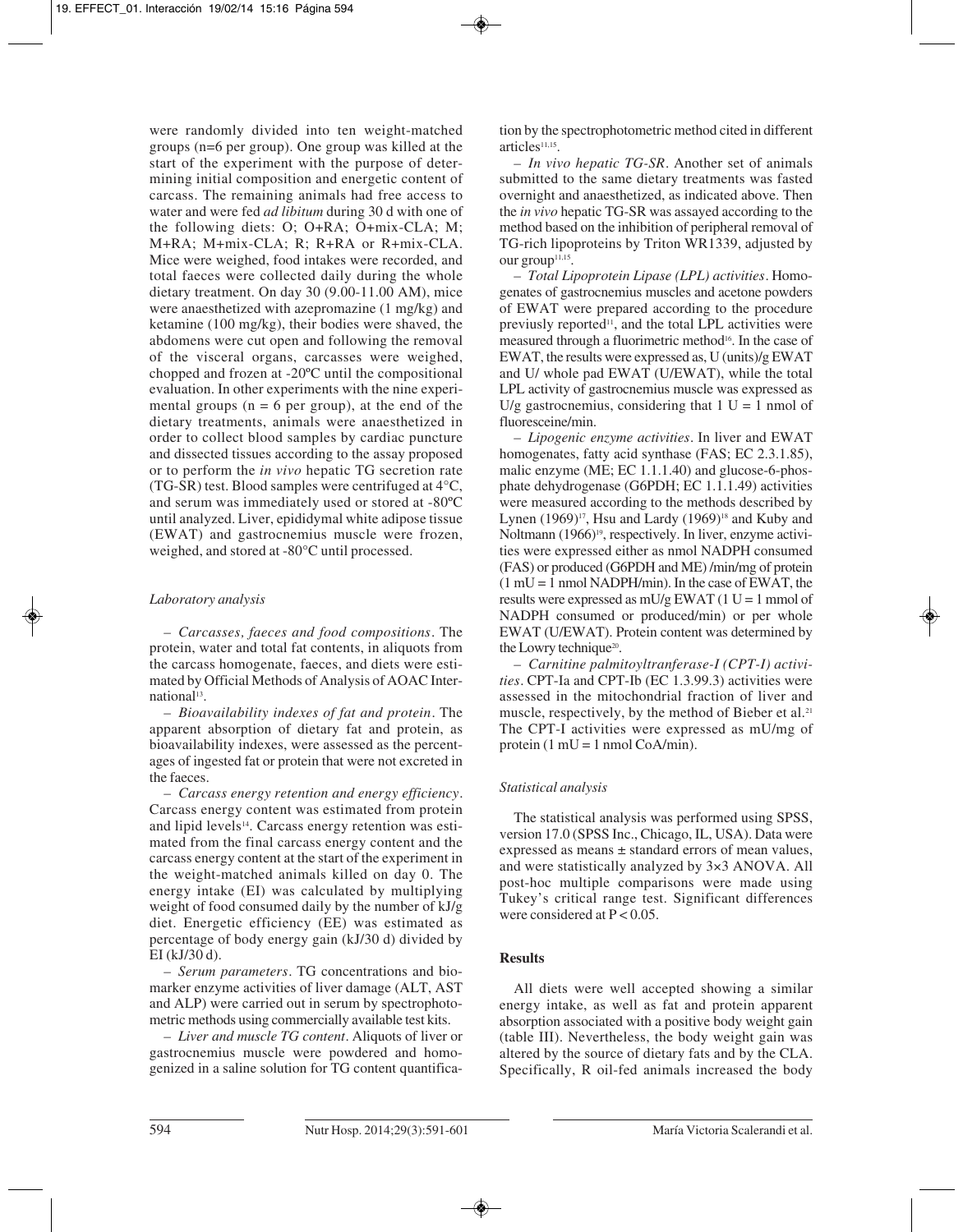were randomly divided into ten weight-matched groups (n=6 per group). One group was killed at the start of the experiment with the purpose of determining initial composition and energetic content of carcass. The remaining animals had free access to water and were fed *ad libitum* during 30 d with one of the following diets: O; O+RA; O+mix-CLA; M; M+RA; M+mix-CLA; R; R+RA or R+mix-CLA. Mice were weighed, food intakes were recorded, and total faeces were collected daily during the whole dietary treatment. On day 30 (9.00-11.00 AM), mice were anaesthetized with azepromazine (1 mg/kg) and ketamine (100 mg/kg), their bodies were shaved, the abdomens were cut open and following the removal of the visceral organs, carcasses were weighed, chopped and frozen at -20ºC until the compositional evaluation. In other experiments with the nine experimental groups (n = 6 per group), at the end of the dietary treatments, animals were anaesthetized in order to collect blood samples by cardiac puncture and dissected tissues according to the assay proposed or to perform the *in vivo* hepatic TG secretion rate (TG-SR) test. Blood samples were centrifuged at 4°C, and serum was immediately used or stored at -80ºC until analyzed. Liver, epididymal white adipose tissue (EWAT) and gastrocnemius muscle were frozen, weighed, and stored at -80°C until processed.

### *Laboratory analysis*

– *Carcasses, faeces and food compositions*. The protein, water and total fat contents, in aliquots from the carcass homogenate, faeces, and diets were estimated by Official Methods of Analysis of AOAC International[13].

– *Bioavailability indexes of fat and protein*. The apparent absorption of dietary fat and protein, as bioavailability indexes, were assessed as the percentages of ingested fat or protein that were not excreted in the faeces.

– *Carcass energy retention and energy efficiency*. Carcass energy content was estimated from protein and lipid levels[14]. Carcass energy retention was estimated from the final carcass energy content and the carcass energy content at the start of the experiment in the weight-matched animals killed on day 0. The energy intake (EI) was calculated by multiplying weight of food consumed daily by the number of kJ/g diet. Energetic efficiency (EE) was estimated as percentage of body energy gain (kJ/30 d) divided by EI (kJ/30 d).

– *Serum parameters*. TG concentrations and biomarker enzyme activities of liver damage (ALT, AST and ALP) were carried out in serum by spectrophotometric methods using commercially available test kits.

– *Liver and muscle TG content*. Aliquots of liver or gastrocnemius muscle were powdered and homogenized in a saline solution for TG content quantification by the spectrophotometric method cited in different articles[11,15].

– *In vivo hepatic TG-SR*. Another set of animals submitted to the same dietary treatments was fasted overnight and anaesthetized, as indicated above. Then the *in vivo* hepatic TG-SR was assayed according to the method based on the inhibition of peripheral removal of TG-rich lipoproteins by Triton WR1339, adjusted by our group[11,15].

– *Total Lipoprotein Lipase (LPL) activities*. Homogenates of gastrocnemius muscles and acetone powders of EWAT were prepared according to the procedure previusly reported[11], and the total LPL activities were measured through a fluorimetric method[16]. In the case of EWAT, the results were expressed as, U (units)/g EWAT and U/ whole pad EWAT (U/EWAT), while the total LPL activity of gastrocnemius muscle was expressed as U/g gastrocnemius, considering that 1 U = 1 nmol of fluoresceine/min.

– *Lipogenic enzyme activities*. In liver and EWAT homogenates, fatty acid synthase (FAS; EC 2.3.1.85), malic enzyme (ME; EC 1.1.1.40) and glucose-6-phosphate dehydrogenase (G6PDH; EC 1.1.1.49) activities were measured according to the methods described by Lynen (1969)[17], Hsu and Lardy (1969)[18] and Kuby and Noltmann (1966)[19], respectively. In liver, enzyme activities were expressed either as nmol NADPH consumed (FAS) or produced (G6PDH and ME) /min/mg of protein (1 mU = 1 nmol NADPH/min). In the case of EWAT, the results were expressed as mU/g EWAT (1 U = 1 mmol of NADPH consumed or produced/min) or per whole EWAT (U/EWAT). Protein content was determined by the Lowry technique[20].

– *Carnitine palmitoyltranferase-I (CPT-I) activities*. CPT-Ia and CPT-Ib (EC 1.3.99.3) activities were assessed in the mitochondrial fraction of liver and muscle, respectively, by the method of Bieber et al.[21] The CPT-I activities were expressed as mU/mg of protein (1 mU = 1 nmol CoA/min).

### *Statistical analysis*

The statistical analysis was performed using SPSS, version 17.0 (SPSS Inc., Chicago, IL, USA). Data were expressed as means ± standard errors of mean values, and were statistically analyzed by 3×3 ANOVA. All post-hoc multiple comparisons were made using Tukey's critical range test. Significant differences were considered at $P < 0.05$.

## **Results**

All diets were well accepted showing a similar energy intake, as well as fat and protein apparent absorption associated with a positive body weight gain (table III). Nevertheless, the body weight gain was altered by the source of dietary fats and by the CLA. Specifically, R oil-fed animals increased the body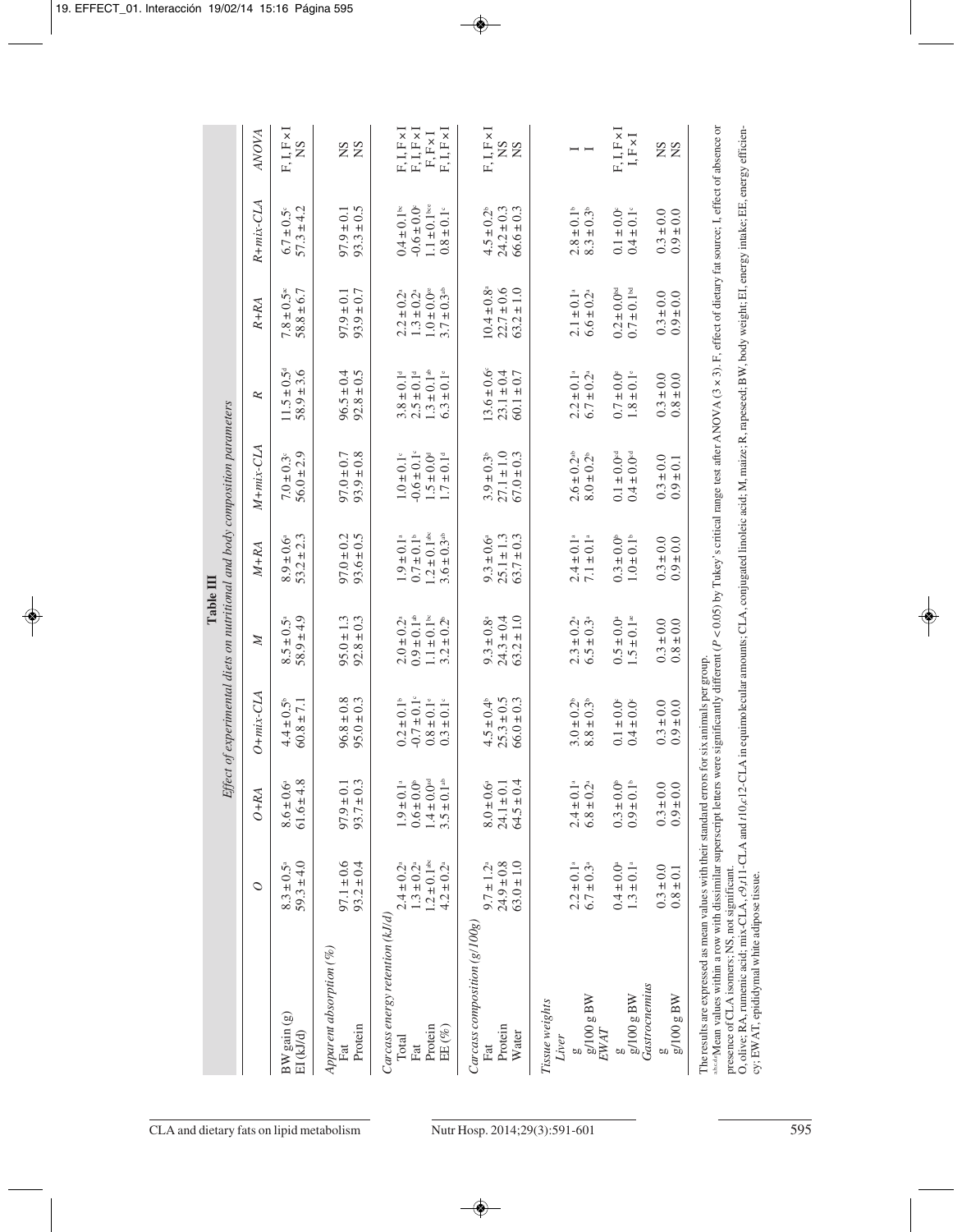**Table III**
*Effect of experimental diets on nutritional and body composition parameters*

| | *O* | *O+RA* | *O+mix-CLA* | *M* | *M+RA* | *M+mix-CLA* | *R* | *R+RA* | *R+mix-CLA* | *ANOVA* |
|---|---|---|---|---|---|---|---|---|---|---|
| BW gain (g) | 8.3 ± 0.5[a] | 8.6 ± 0.6[a] | 4.4 ± 0.5[b] | 8.5 ± 0.5[a] | 8.9 ± 0.6[a] | 7.0 ± 0.3[c] | 11.5 ± 0.5[d] | 7.8 ± 0.5[ac] | 6.7 ± 0.5[c] | F, I, F × I |
| EI (kJ/d) | 59.3 ± 4.0 | 61.6 ± 4.8 | 60.8 ± 7.1 | 58.9 ± 4.9 | 53.2 ± 2.3 | 56.0 ± 2.9 | 58.9 ± 3.6 | 58.8 ± 6.7 | 57.3 ± 4.2 | NS |
| *Apparent absorption (%)* | | | | | | | | | | |
| Fat | 97.1 ± 0.6 | 97.9 ± 0.1 | 96.8 ± 0.8 | 95.0 ± 1.3 | 97.0 ± 0.2 | 97.0 ± 0.7 | 96.5 ± 0.4 | 97.9 ± 0.1 | 97.9 ± 0.1 | NS |
| Protein | 93.2 ± 0.4 | 93.7 ± 0.3 | 95.0 ± 0.3 | 92.8 ± 0.3 | 93.6 ± 0.5 | 93.9 ± 0.8 | 92.8 ± 0.5 | 93.9 ± 0.7 | 93.3 ± 0.5 | NS |
| *Carcass energy retention (kJ/d)* | | | | | | | | | | |
| Total | 2.4 ± 0.2[a] | 1.9 ± 0.1[a] | 0.2 ± 0.1[b] | 2.0 ± 0.2[a] | 1.9 ± 0.1[a] | 1.0 ± 0.1[c] | 3.8 ± 0.1[d] | 2.2 ± 0.2[a] | 0.4 ± 0.1[bc] | F, I, F × I |
| Fat | 1.3 ± 0.2[a] | 0.6 ± 0.0[b] | -0.7 ± 0.1[c] | 0.9 ± 0.1[ab] | 0.7 ± 0.1[b] | -0.6 ± 0.1[c] | 2.5 ± 0.1[d] | 1.3 ± 0.2[a] | -0.6 ± 0.0[c] | F, I, F × I |
| Protein | 1.2 ± 0.1[abc] | 1.4 ± 0.0[bd] | 0.8 ± 0.1[e] | 1.1 ± 0.1[bc] | 1.2 ± 0.1[abc] | 1.5 ± 0.0[d] | 1.3 ± 0.1[ab] | 1.0 ± 0.0[ce] | 1.1 ± 0.1[bce] | F, F × I |
| EE (%) | 4.2 ± 0.2[a] | 3.5 ± 0.1[ab] | 0.3 ± 0.1[c] | 3.2 ± 0.2[b] | 3.6 ± 0.3[ab] | 1.7 ± 0.1[d] | 6.3 ± 0.1[e] | 3.7 ± 0.3[ab] | 0.8 ± 0.1[c] | F, I, F × I |
| *Carcass composition (g/100g)* | | | | | | | | | | |
| Fat | 9.7 ± 1.2[a] | 8.0 ± 0.6[a] | 4.5 ± 0.4[b] | 9.3 ± 0.8[a] | 9.3 ± 0.6[a] | 3.9 ± 0.3[b] | 13.6 ± 0.6[c] | 10.4 ± 0.8[a] | 4.5 ± 0.2[b] | F, I, F × I |
| Protein | 24.9 ± 0.8 | 24.1 ± 0.1 | 25.3 ± 0.5 | 24.3 ± 0.4 | 25.1 ± 1.3 | 27.1 ± 1.0 | 23.1 ± 0.4 | 22.7 ± 0.6 | 24.2 ± 0.3 | NS |
| Water | 63.0 ± 1.0 | 64.5 ± 0.4 | 66.0 ± 0.3 | 63.2 ± 1.0 | 63.7 ± 0.3 | 67.0 ± 0.3 | 60.1 ± 0.7 | 63.2 ± 1.0 | 66.6 ± 0.3 | NS |
| *Tissue weights* | | | | | | | | | | |
| *Liver* | | | | | | | | | | |
| g | 2.2 ± 0.1[a] | 2.4 ± 0.1[a] | 3.0 ± 0.2[b] | 2.3 ± 0.2[a] | 2.4 ± 0.1[a] | 2.6 ± 0.2[ab] | 2.2 ± 0.1[a] | 2.1 ± 0.1[a] | 2.8 ± 0.1[b] | I |
| g/100 g BW | 6.7 ± 0.3[a] | 6.8 ± 0.2[a] | 8.8 ± 0.3[b] | 6.5 ± 0.3[a] | 7.1 ± 0.1[a] | 8.0 ± 0.2[b] | 6.7 ± 0.2[a] | 6.6 ± 0.2[a] | 8.3 ± 0.3[b] | I |
| *EWAT* | | | | | | | | | | |
| g | 0.4 ± 0.0[a] | 0.3 ± 0.0[b] | 0.1 ± 0.0[c] | 0.5 ± 0.0[a] | 0.3 ± 0.0[b] | 0.1 ± 0.0[cd] | 0.7 ± 0.0[e] | 0.2 ± 0.0[bd] | 0.1 ± 0.0[c] | F, I, F × I |
| g/100 g BW | 1.3 ± 0.1[a] | 0.9 ± 0.1[b] | 0.4 ± 0.0[c] | 1.5 ± 0.1[ae] | 1.0 ± 0.1[b] | 0.4 ± 0.0[cd] | 1.8 ± 0.1[e] | 0.7 ± 0.1[bd] | 0.4 ± 0.1[c] | I, F × I |
| *Gastrocnemius* | | | | | | | | | | |
| g | 0.3 ± 0.0 | 0.3 ± 0.0 | 0.3 ± 0.0 | 0.3 ± 0.0 | 0.3 ± 0.0 | 0.3 ± 0.0 | 0.3 ± 0.0 | 0.3 ± 0.0 | 0.3 ± 0.0 | NS |
| g/100 g BW | 0.8 ± 0.1 | 0.9 ± 0.0 | 0.9 ± 0.0 | 0.8 ± 0.0 | 0.9 ± 0.0 | 0.9 ± 0.1 | 0.8 ± 0.0 | 0.9 ± 0.0 | 0.9 ± 0.0 | NS |

The results are expressed as mean values with their standard errors for six animals per group.
[a,b,c,d,e]Mean values within a row with dissimilar superscript letters were significantly different ($P < 0.05$) by Tukey's critical range test after ANOVA (3 × 3). F, effect of dietary fat source; I, effect of absence or presence of CLA isomers; NS, not significant.
O, olive; RA, rumenic acid; mix-CLA, *c*9,*t*11-CLA and *t*10,*c*12-CLA in equimolecular amounts; CLA, conjugated linoleic acid; M, maize; R, rapeseed; BW, body weight; EI, energy intake; EE, energy efficiency; EWAT, epididymal white adipose tissue.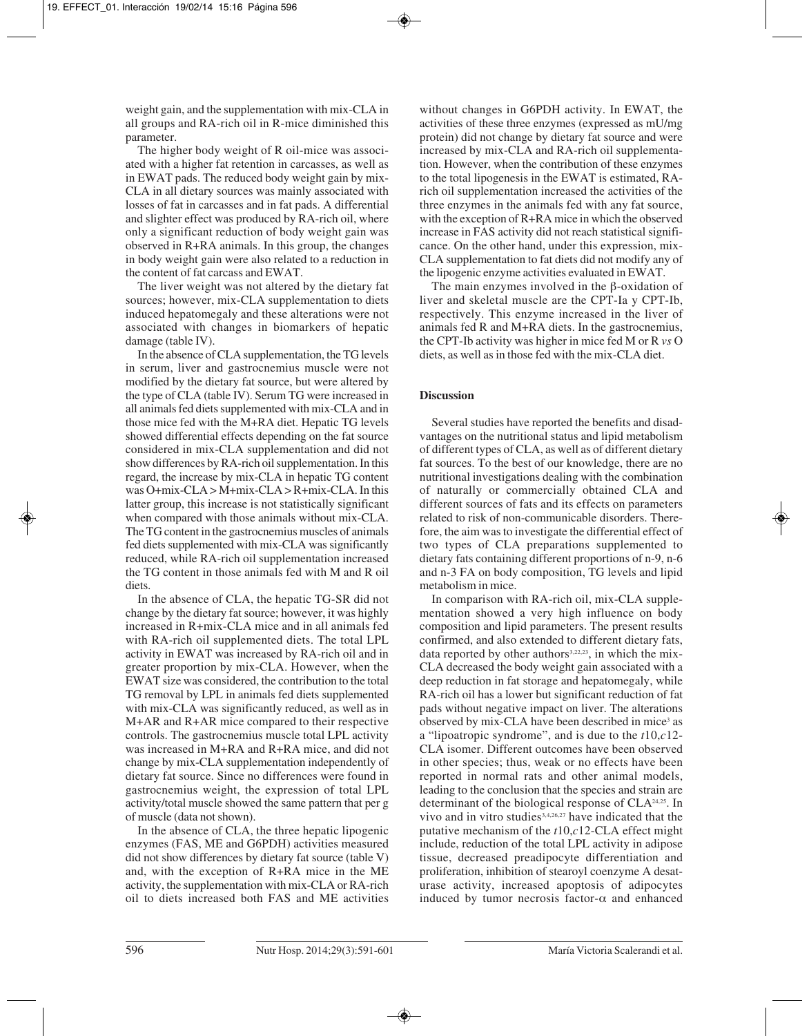weight gain, and the supplementation with mix-CLA in all groups and RA-rich oil in R-mice diminished this parameter.

The higher body weight of R oil-mice was associated with a higher fat retention in carcasses, as well as in EWAT pads. The reduced body weight gain by mix-CLA in all dietary sources was mainly associated with losses of fat in carcasses and in fat pads. A differential and slighter effect was produced by RA-rich oil, where only a significant reduction of body weight gain was observed in R+RA animals. In this group, the changes in body weight gain were also related to a reduction in the content of fat carcass and EWAT.

The liver weight was not altered by the dietary fat sources; however, mix-CLA supplementation to diets induced hepatomegaly and these alterations were not associated with changes in biomarkers of hepatic damage (table IV).

In the absence of CLA supplementation, the TG levels in serum, liver and gastrocnemius muscle were not modified by the dietary fat source, but were altered by the type of CLA (table IV). Serum TG were increased in all animals fed diets supplemented with mix-CLA and in those mice fed with the M+RA diet. Hepatic TG levels showed differential effects depending on the fat source considered in mix-CLA supplementation and did not show differences by RA-rich oil supplementation. In this regard, the increase by mix-CLA in hepatic TG content was O+mix-CLA > M+mix-CLA > R+mix-CLA. In this latter group, this increase is not statistically significant when compared with those animals without mix-CLA. The TG content in the gastrocnemius muscles of animals fed diets supplemented with mix-CLA was significantly reduced, while RA-rich oil supplementation increased the TG content in those animals fed with M and R oil diets.

In the absence of CLA, the hepatic TG-SR did not change by the dietary fat source; however, it was highly increased in R+mix-CLA mice and in all animals fed with RA-rich oil supplemented diets. The total LPL activity in EWAT was increased by RA-rich oil and in greater proportion by mix-CLA. However, when the EWAT size was considered, the contribution to the total TG removal by LPL in animals fed diets supplemented with mix-CLA was significantly reduced, as well as in M+AR and R+AR mice compared to their respective controls. The gastrocnemius muscle total LPL activity was increased in M+RA and R+RA mice, and did not change by mix-CLA supplementation independently of dietary fat source. Since no differences were found in gastrocnemius weight, the expression of total LPL activity/total muscle showed the same pattern that per g of muscle (data not shown).

In the absence of CLA, the three hepatic lipogenic enzymes (FAS, ME and G6PDH) activities measured did not show differences by dietary fat source (table V) and, with the exception of R+RA mice in the ME activity, the supplementation with mix-CLA or RA-rich oil to diets increased both FAS and ME activities without changes in G6PDH activity. In EWAT, the activities of these three enzymes (expressed as mU/mg protein) did not change by dietary fat source and were increased by mix-CLA and RA-rich oil supplementation. However, when the contribution of these enzymes to the total lipogenesis in the EWAT is estimated, RA-rich oil supplementation increased the activities of the three enzymes in the animals fed with any fat source, with the exception of R+RA mice in which the observed increase in FAS activity did not reach statistical significance. On the other hand, under this expression, mix-CLA supplementation to fat diets did not modify any of the lipogenic enzyme activities evaluated in EWAT.

The main enzymes involved in the β-oxidation of liver and skeletal muscle are the CPT-Ia y CPT-Ib, respectively. This enzyme increased in the liver of animals fed R and M+RA diets. In the gastrocnemius, the CPT-Ib activity was higher in mice fed M or R *vs* O diets, as well as in those fed with the mix-CLA diet.

## Discussion

Several studies have reported the benefits and disadvantages on the nutritional status and lipid metabolism of different types of CLA, as well as of different dietary fat sources. To the best of our knowledge, there are no nutritional investigations dealing with the combination of naturally or commercially obtained CLA and different sources of fats and its effects on parameters related to risk of non-communicable disorders. Therefore, the aim was to investigate the differential effect of two types of CLA preparations supplemented to dietary fats containing different proportions of n-9, n-6 and n-3 FA on body composition, TG levels and lipid metabolism in mice.

In comparison with RA-rich oil, mix-CLA supplementation showed a very high influence on body composition and lipid parameters. The present results confirmed, and also extended to different dietary fats, data reported by other authors[3,22,23], in which the mix-CLA decreased the body weight gain associated with a deep reduction in fat storage and hepatomegaly, while RA-rich oil has a lower but significant reduction of fat pads without negative impact on liver. The alterations observed by mix-CLA have been described in mice[3] as a "lipoatropic syndrome", and is due to the *t*10,*c*12-CLA isomer. Different outcomes have been observed in other species; thus, weak or no effects have been reported in normal rats and other animal models, leading to the conclusion that the species and strain are determinant of the biological response of CLA[24,25]. In vivo and in vitro studies[3,4,26,27] have indicated that the putative mechanism of the *t*10,*c*12-CLA effect might include, reduction of the total LPL activity in adipose tissue, decreased preadipocyte differentiation and proliferation, inhibition of stearoyl coenzyme A desaturase activity, increased apoptosis of adipocytes induced by tumor necrosis factor-α and enhanced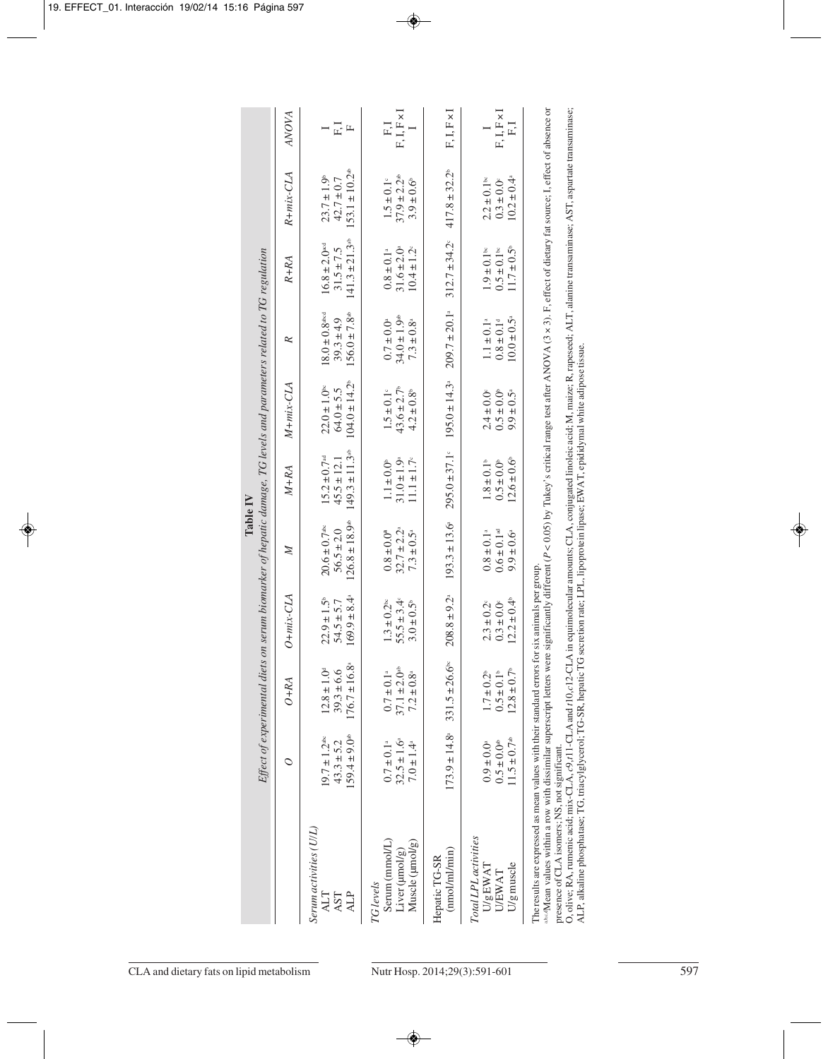**Table IV**

*Effect of experimental diets on serum biomarker of hepatic damage, TG levels and parameters related to TG regulation*

| | *O* | *O+RA* | *O+mix-CLA* | *M* | *M+RA* | *M+mix-CLA* | *R* | *R+RA* | *R+mix-CLA* | *ANOVA* |
|---|---|---|---|---|---|---|---|---|---|---|
| *Serum activities (U/L)* | | | | | | | | | | |
| ALT | 19.7 ± 1.2[abc] | 12.8 ± 1.0[d] | 22.9 ± 1.5[b] | 20.6 ± 0.7[abc] | 15.2 ± 0.7[ad] | 22.0 ± 1.0[bc] | 18.0 ± 0.8[abcd] | 16.8 ± 2.0[cd] | 23.7 ± 1.9[b] | I |
| AST | 43.3 ± 5.2 | 39.3 ± 6.6 | 54.5 ± 5.7 | 56.5 ± 2.0 | 45.5 ± 12.1 | 64.0 ± 5.5 | 39.3 ± 4.9 | 31.5 ± 7.5 | 42.7 ± 0.7 | F, I |
| ALP | 159.4 ± 9.0[ab] | 176.7 ± 16.8[a] | 169.9 ± 8.4[a] | 126.8 ± 18.9[ab] | 149.3 ± 11.3[ab] | 104.0 ± 14.2[b] | 156.0 ± 7.8[ab] | 141.3 ± 21.3[ab] | 153.1 ± 10.2[ab] | F |
| *TG levels* | | | | | | | | | | |
| Serum (mmol/L) | 0.7 ± 0.1[a] | 0.7 ± 0.1[a] | 1.3 ± 0.2[bc] | 0.8 ± 0.0[a] | 1.1 ± 0.0[b] | 1.5 ± 0.1[c] | 0.7 ± 0.0[a] | 0.8 ± 0.1[a] | 1.5 ± 0.1[c] | F, I |
| Liver (µmol/g) | 32.5 ± 1.6[a] | 37.1 ± 2.0[ab] | 55.5 ± 3.4[c] | 32.7 ± 2.2[a] | 31.0 ± 1.9[a] | 43.6 ± 2.7[b] | 34.0 ± 1.9[ab] | 31.6 ± 2.0[a] | 37.9 ± 2.2[ab] | F, I, F × I |
| Muscle (µmol/g) | 7.0 ± 1.4[a] | 7.2 ± 0.8[a] | 3.0 ± 0.5[b] | 7.3 ± 0.5[a] | 11.1 ± 1.7[c] | 4.2 ± 0.8[b] | 7.3 ± 0.8[a] | 10.4 ± 1.2[c] | 3.9 ± 0.6[b] | I |
| Hepatic TG-SR (nmol/ml/min) | 173.9 ± 14.8[a] | 331.5 ± 26.6[bc] | 208.8 ± 9.2[a] | 193.3 ± 13.6[a] | 295.0 ± 37.1[c] | 195.0 ± 14.3[a] | 209.7 ± 20.1[a] | 312.7 ± 34.2[c] | 417.8 ± 32.2[b] | F, I, F × I |
| *Total LPL activities* | | | | | | | | | | |
| U/g EWAT | 0.9 ± 0.0[a] | 1.7 ± 0.2[b] | 2.3 ± 0.2[c] | 0.8 ± 0.1[a] | 1.8 ± 0.1[b] | 2.4 ± 0.0[c] | 1.1 ± 0.1[a] | 1.9 ± 0.1[bc] | 2.2 ± 0.1[bc] | I |
| U/EWAT | 0.5 ± 0.0[ab] | 0.5 ± 0.1[b] | 0.3 ± 0.0[c] | 0.6 ± 0.1[ad] | 0.5 ± 0.0[b] | 0.5 ± 0.0[b] | 0.8 ± 0.1[d] | 0.5 ± 0.1[bc] | 0.3 ± 0.0[c] | F, I, F × I |
| U/g muscle | 11.5 ± 0.7[ab] | 12.8 ± 0.7[b] | 12.2 ± 0.4[b] | 9.9 ± 0.6[a] | 12.6 ± 0.6[b] | 9.9 ± 0.5[a] | 10.0 ± 0.5[a] | 11.7 ± 0.5[b] | 10.2 ± 0.4[a] | F, I |

The results are expressed as mean values with their standard errors for six animals per group.

[a,b,c,d]Mean values within a row with dissimilar superscript letters were significantly different ($P < 0.05$) by Tukey's critical range test after ANOVA (3 × 3). F, effect of dietary fat source; I, effect of absence or presence of CLA isomers; NS, not significant.

O, olive; RA, rumenic acid; mix-CLA, *c*9,*t*11-CLA and *t*10,*c*12-CLA in equimolecular amounts; CLA, conjugated linoleic acid; M, maize; R, rapeseed; ALT, alanine transaminase; AST, aspartate transaminase; ALP, alkaline phosphatase; TG, triacylglycerol; TG-SR, hepatic TG secretion rate; LPL, lipoprotein lipase; EWAT, epididymal white adipose tissue.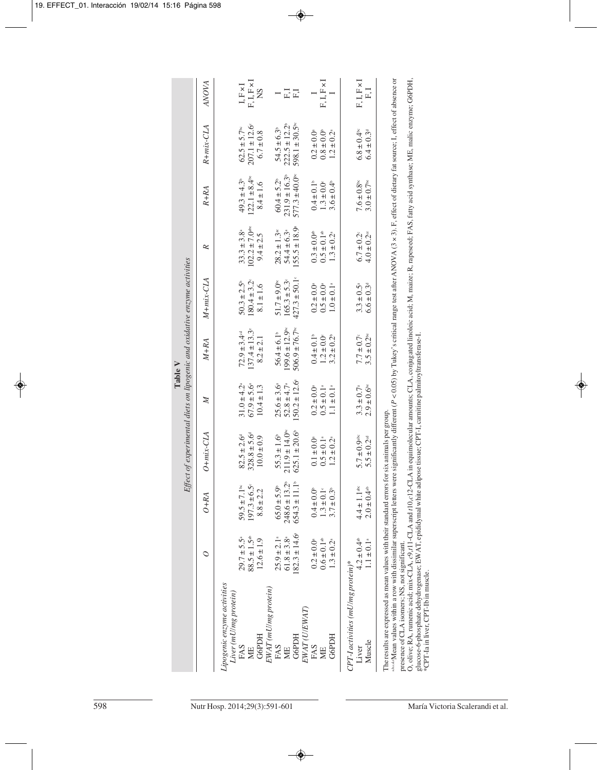**Table V**
*Effect of experimental diets on lipogenic and oxidative enzyme activities*

| | *O* | *O+RA* | *O+mix-CLA* | *M* | *M+RA* | *M+mix-CLA* | *R* | *R+RA* | *R+mix-CLA* | *ANOVA* |
|---|---|---|---|---|---|---|---|---|---|---|
| *Lipogenic enzyme activities* | | | | | | | | | | |
| *Liver (mU/mg protein)* | | | | | | | | | | |
| FAS | 29.7 ± 5.5[a] | 59.5 ± 7.1[bc] | 82.5 ± 2.6[d] | 31.0 ± 4.2[a] | 72.9 ± 3.4[cd] | 50.3 ± 2.5[b] | 33.3 ± 3.8[a] | 49.3 ± 4.3[b] | 62.5 ± 5.7[bc] | I, F × I |
| ME | 88.5 ± 1.5[ab] | 197.3 ± 6.5[c] | 328.8 ± 5.6[d] | 67.9 ± 5.6[a] | 137.4 ± 13.3[e] | 180.4 ± 3.2[c] | 102.2 ± 7.0[abe] | 122.1 ± 8.4[be] | 207.1 ± 12.6[c] | F, I, F × I |
| G6PDH | 12.6 ± 1.9 | 8.8 ± 2.2 | 10.0 ± 0.9 | 10.4 ± 1.3 | 8.2 ± 2.1 | 8.1 ± 1.6 | 9.4 ± 2.5 | 8.4 ± 1.6 | 6.7 ± 0.8 | NS |
| *EWAT (mU/mg protein)* | | | | | | | | | | |
| FAS | 25.9 ± 2.1[a] | 65.0 ± 5.9[b] | 55.3 ± 1.6[b] | 25.6 ± 3.6[a] | 56.4 ± 6.1[b] | 51.7 ± 9.0[bc] | 28.2 ± 1.3[ac] | 60.4 ± 5.2[b] | 54.5 ± 6.3[b] | I |
| ME | 61.8 ± 3.8[a] | 248.6 ± 13.2[b] | 211.9 ± 14.0[bc] | 52.8 ± 4.7[a] | 199.6 ± 12.9[bc] | 165.3 ± 5.3[c] | 54.4 ± 6.3[a] | 231.9 ± 16.3[b] | 222.5 ± 12.2[b] | F, I |
| G6PDH | 182.3 ± 14.6[a] | 654.3 ± 11.1[b] | 625.1 ± 20.6[b] | 150.2 ± 12.6[a] | 506.9 ± 76.7[bc] | 427.3 ± 50.1[c] | 155.5 ± 18.9[a] | 577.3 ± 40.0[bc] | 598.1 ± 30.5[bc] | F, I |
| *EWAT (U/EWAT)* | | | | | | | | | | |
| FAS | 0.2 ± 0.0[a] | 0.4 ± 0.0[b] | 0.1 ± 0.0[a] | 0.2 ± 0.0[a] | 0.4 ± 0.1[b] | 0.2 ± 0.0[a] | 0.3 ± 0.0[ab] | 0.4 ± 0.1[b] | 0.2 ± 0.0[a] | I |
| ME | 0.6 ± 0.1[ab] | 1.3 ± 0.1[c] | 0.5 ± 0.1[a] | 0.5 ± 0.1[a] | 1.2 ± 0.0[c] | 0.5 ± 0.0[a] | 0.5 ± 0.1[ab] | 1.3 ± 0.0[c] | 0.8 ± 0.0[b] | F, I, F × I |
| G6PDH | 1.3 ± 0.2[a] | 3.7 ± 0.3[b] | 1.2 ± 0.2[a] | 1.1 ± 0.1[a] | 3.2 ± 0.2[b] | 1.0 ± 0.1[a] | 1.3 ± 0.2[a] | 3.6 ± 0.4[b] | 1.2 ± 0.2[a] | I |
| *CPT-I activities (mU/mg protein)\** | | | | | | | | | | |
| Liver | 4.2 ± 0.4[ab] | 4.4 ± 1.1[abc] | 5.7 ± 0.9[abc] | 3.3 ± 0.7[a] | 7.7 ± 0.7[c] | 3.3 ± 0.5[a] | 6.7 ± 0.2[c] | 7.6 ± 0.8[bc] | 6.8 ± 0.4[bc] | F, I, F × I |
| Muscle | 1.1 ± 0.1[a] | 2.0 ± 0.4[ab] | 5.5 ± 0.2[cd] | 2.9 ± 0.6[be] | 3.5 ± 0.2[be] | 6.6 ± 0.3[d] | 4.0 ± 0.2[ce] | 3.0 ± 0.7[be] | 6.4 ± 0.3[d] | F, I |

The results are expressed as mean values with their standard errors for six animals per group.

[a,b,c,d,e]Mean values within a row with dissimilar superscript letters were significantly different ($P < 0.05$) by Tukey's critical range test after ANOVA (3 × 3). F, effect of dietary fat source; I, effect of absence or presence of CLA isomers; NS, not significant.

O, olive; RA, rumenic acid; mix-CLA, *c9,t11*-CLA and *t10,c12*-CLA in equimolecular amounts; CLA, conjugated linoleic acid; M, maize; R, rapeseed; FAS, fatty acid synthase; ME, malic enzyme; G6PDH, glucose-6-phosphate dehydrogenase; EWAT, epididymal white adipose tissue; CPT-I, carnitine palmitoyltransferase-I.

\*CPT-Ia in liver, CPT-Ib in muscle.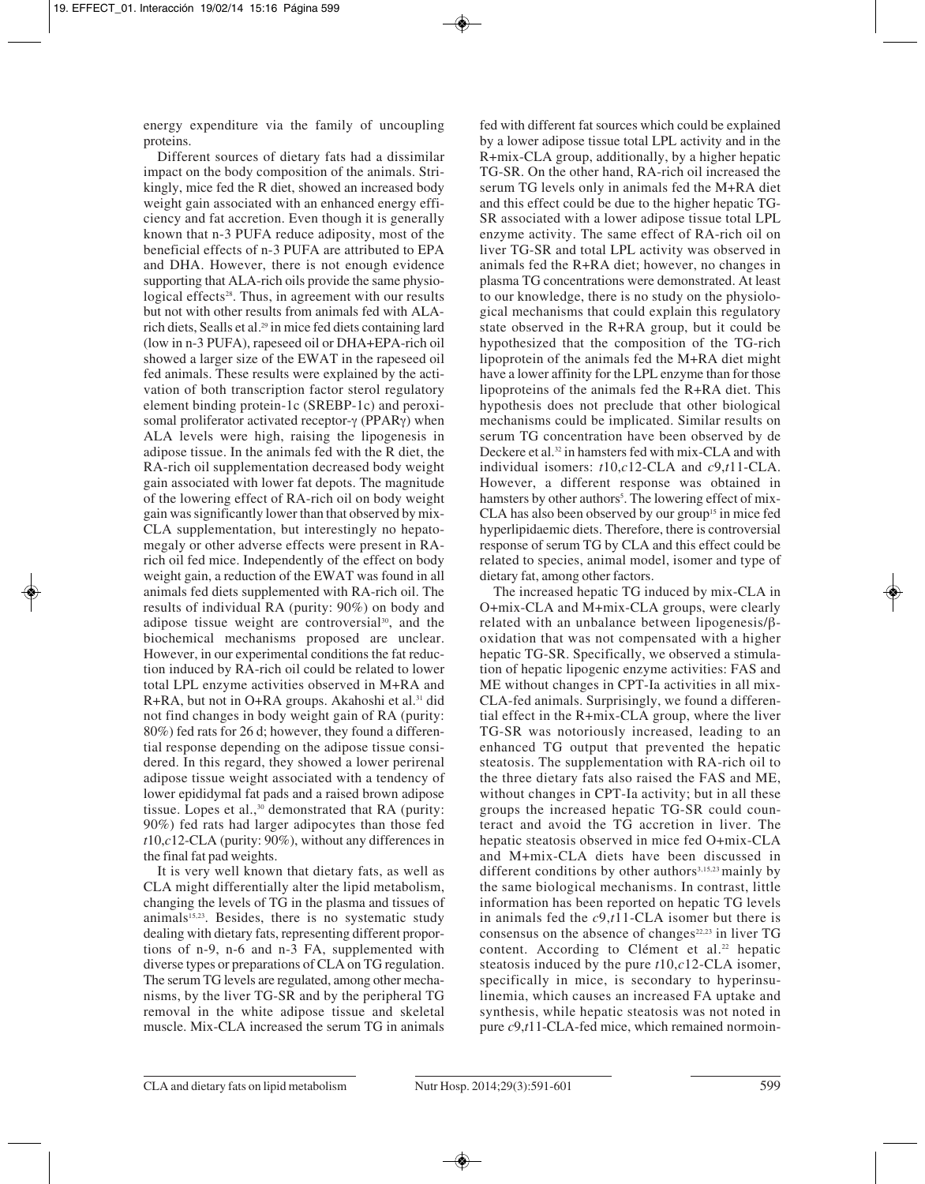energy expenditure via the family of uncoupling proteins.

Different sources of dietary fats had a dissimilar impact on the body composition of the animals. Strikingly, mice fed the R diet, showed an increased body weight gain associated with an enhanced energy efficiency and fat accretion. Even though it is generally known that n-3 PUFA reduce adiposity, most of the beneficial effects of n-3 PUFA are attributed to EPA and DHA. However, there is not enough evidence supporting that ALA-rich oils provide the same physiological effects[28]. Thus, in agreement with our results but not with other results from animals fed with ALA-rich diets, Sealls et al.[29] in mice fed diets containing lard (low in n-3 PUFA), rapeseed oil or DHA+EPA-rich oil showed a larger size of the EWAT in the rapeseed oil fed animals. These results were explained by the activation of both transcription factor sterol regulatory element binding protein-1c (SREBP-1c) and peroxisomal proliferator activated receptor-γ (PPARγ) when ALA levels were high, raising the lipogenesis in adipose tissue. In the animals fed with the R diet, the RA-rich oil supplementation decreased body weight gain associated with lower fat depots. The magnitude of the lowering effect of RA-rich oil on body weight gain was significantly lower than that observed by mix-CLA supplementation, but interestingly no hepatomegaly or other adverse effects were present in RA-rich oil fed mice. Independently of the effect on body weight gain, a reduction of the EWAT was found in all animals fed diets supplemented with RA-rich oil. The results of individual RA (purity: 90%) on body and adipose tissue weight are controversial[30], and the biochemical mechanisms proposed are unclear. However, in our experimental conditions the fat reduction induced by RA-rich oil could be related to lower total LPL enzyme activities observed in M+RA and R+RA, but not in O+RA groups. Akahoshi et al.[31] did not find changes in body weight gain of RA (purity: 80%) fed rats for 26 d; however, they found a differential response depending on the adipose tissue considered. In this regard, they showed a lower perirenal adipose tissue weight associated with a tendency of lower epididymal fat pads and a raised brown adipose tissue. Lopes et al.,[30] demonstrated that RA (purity: 90%) fed rats had larger adipocytes than those fed *t*10,*c*12-CLA (purity: 90%), without any differences in the final fat pad weights.

It is very well known that dietary fats, as well as CLA might differentially alter the lipid metabolism, changing the levels of TG in the plasma and tissues of animals[15,23]. Besides, there is no systematic study dealing with dietary fats, representing different proportions of n-9, n-6 and n-3 FA, supplemented with diverse types or preparations of CLA on TG regulation. The serum TG levels are regulated, among other mechanisms, by the liver TG-SR and by the peripheral TG removal in the white adipose tissue and skeletal muscle. Mix-CLA increased the serum TG in animals fed with different fat sources which could be explained by a lower adipose tissue total LPL activity and in the R+mix-CLA group, additionally, by a higher hepatic TG-SR. On the other hand, RA-rich oil increased the serum TG levels only in animals fed the M+RA diet and this effect could be due to the higher hepatic TG-SR associated with a lower adipose tissue total LPL enzyme activity. The same effect of RA-rich oil on liver TG-SR and total LPL activity was observed in animals fed the R+RA diet; however, no changes in plasma TG concentrations were demonstrated. At least to our knowledge, there is no study on the physiological mechanisms that could explain this regulatory state observed in the R+RA group, but it could be hypothesized that the composition of the TG-rich lipoprotein of the animals fed the M+RA diet might have a lower affinity for the LPL enzyme than for those lipoproteins of the animals fed the R+RA diet. This hypothesis does not preclude that other biological mechanisms could be implicated. Similar results on serum TG concentration have been observed by de Deckere et al.[32] in hamsters fed with mix-CLA and with individual isomers: *t*10,*c*12-CLA and *c*9,*t*11-CLA. However, a different response was obtained in hamsters by other authors[5]. The lowering effect of mix-CLA has also been observed by our group[15] in mice fed hyperlipidaemic diets. Therefore, there is controversial response of serum TG by CLA and this effect could be related to species, animal model, isomer and type of dietary fat, among other factors.

The increased hepatic TG induced by mix-CLA in O+mix-CLA and M+mix-CLA groups, were clearly related with an unbalance between lipogenesis/β-oxidation that was not compensated with a higher hepatic TG-SR. Specifically, we observed a stimulation of hepatic lipogenic enzyme activities: FAS and ME without changes in CPT-Ia activities in all mix-CLA-fed animals. Surprisingly, we found a differential effect in the R+mix-CLA group, where the liver TG-SR was notoriously increased, leading to an enhanced TG output that prevented the hepatic steatosis. The supplementation with RA-rich oil to the three dietary fats also raised the FAS and ME, without changes in CPT-Ia activity; but in all these groups the increased hepatic TG-SR could counteract and avoid the TG accretion in liver. The hepatic steatosis observed in mice fed O+mix-CLA and M+mix-CLA diets have been discussed in different conditions by other authors[3,15,23] mainly by the same biological mechanisms. In contrast, little information has been reported on hepatic TG levels in animals fed the *c*9,*t*11-CLA isomer but there is consensus on the absence of changes[22,23] in liver TG content. According to Clément et al.[22] hepatic steatosis induced by the pure *t*10,*c*12-CLA isomer, specifically in mice, is secondary to hyperinsulinemia, which causes an increased FA uptake and synthesis, while hepatic steatosis was not noted in pure *c*9,*t*11-CLA-fed mice, which remained normoin-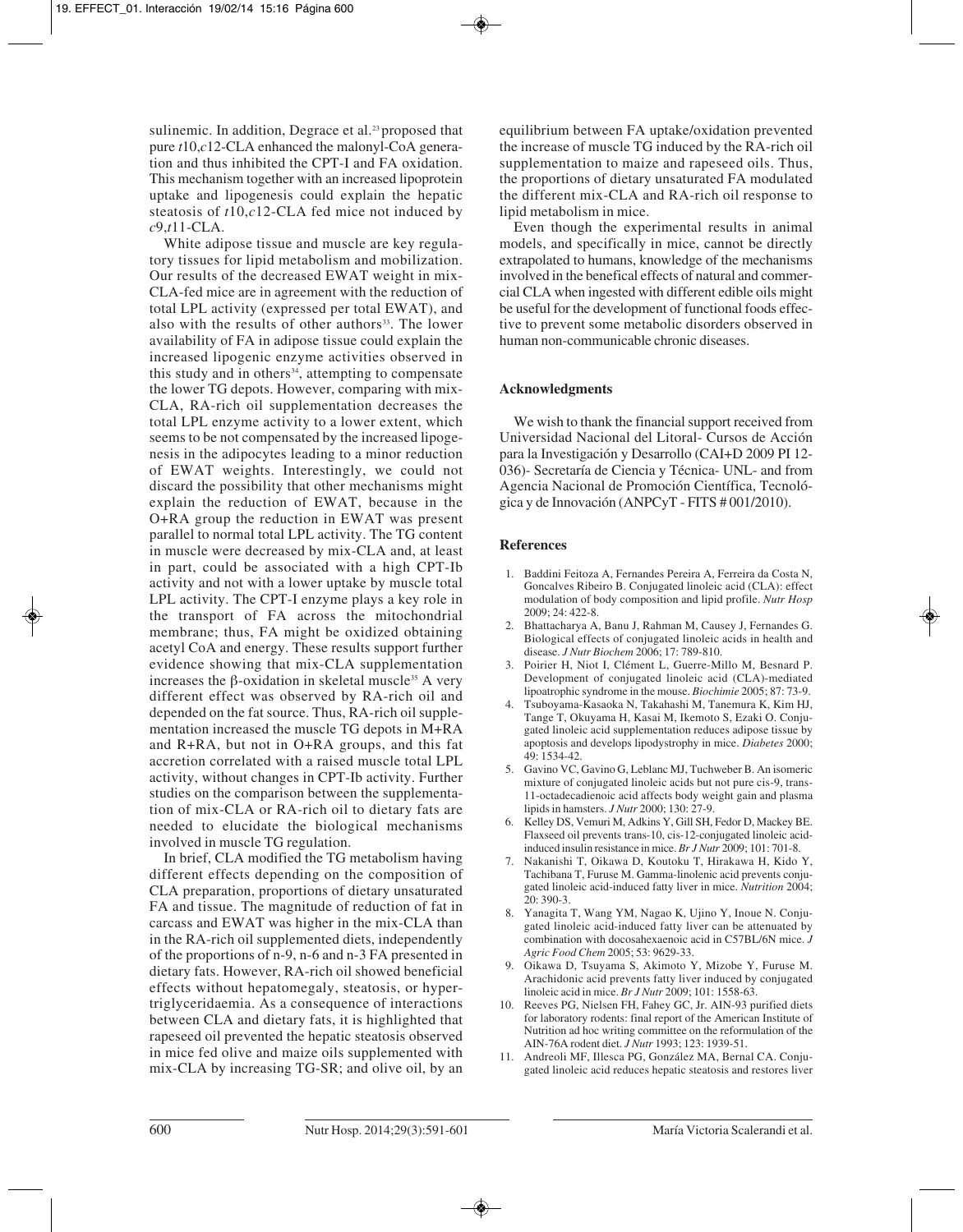sulinemic. In addition, Degrace et al.[23] proposed that pure *t*10,*c*12-CLA enhanced the malonyl-CoA generation and thus inhibited the CPT-I and FA oxidation. This mechanism together with an increased lipoprotein uptake and lipogenesis could explain the hepatic steatosis of *t*10,*c*12-CLA fed mice not induced by *c*9,*t*11-CLA.

White adipose tissue and muscle are key regulatory tissues for lipid metabolism and mobilization. Our results of the decreased EWAT weight in mix-CLA-fed mice are in agreement with the reduction of total LPL activity (expressed per total EWAT), and also with the results of other authors[33]. The lower availability of FA in adipose tissue could explain the increased lipogenic enzyme activities observed in this study and in others[34], attempting to compensate the lower TG depots. However, comparing with mix-CLA, RA-rich oil supplementation decreases the total LPL enzyme activity to a lower extent, which seems to be not compensated by the increased lipogenesis in the adipocytes leading to a minor reduction of EWAT weights. Interestingly, we could not discard the possibility that other mechanisms might explain the reduction of EWAT, because in the O+RA group the reduction in EWAT was present parallel to normal total LPL activity. The TG content in muscle were decreased by mix-CLA and, at least in part, could be associated with a high CPT-Ib activity and not with a lower uptake by muscle total LPL activity. The CPT-I enzyme plays a key role in the transport of FA across the mitochondrial membrane; thus, FA might be oxidized obtaining acetyl CoA and energy. These results support further evidence showing that mix-CLA supplementation increases the β-oxidation in skeletal muscle[35] A very different effect was observed by RA-rich oil and depended on the fat source. Thus, RA-rich oil supplementation increased the muscle TG depots in M+RA and R+RA, but not in O+RA groups, and this fat accretion correlated with a raised muscle total LPL activity, without changes in CPT-Ib activity. Further studies on the comparison between the supplementation of mix-CLA or RA-rich oil to dietary fats are needed to elucidate the biological mechanisms involved in muscle TG regulation.

In brief, CLA modified the TG metabolism having different effects depending on the composition of CLA preparation, proportions of dietary unsaturated FA and tissue. The magnitude of reduction of fat in carcass and EWAT was higher in the mix-CLA than in the RA-rich oil supplemented diets, independently of the proportions of n-9, n-6 and n-3 FA presented in dietary fats. However, RA-rich oil showed beneficial effects without hepatomegaly, steatosis, or hypertriglyceridaemia. As a consequence of interactions between CLA and dietary fats, it is highlighted that rapeseed oil prevented the hepatic steatosis observed in mice fed olive and maize oils supplemented with mix-CLA by increasing TG-SR; and olive oil, by an equilibrium between FA uptake/oxidation prevented the increase of muscle TG induced by the RA-rich oil supplementation to maize and rapeseed oils. Thus, the proportions of dietary unsaturated FA modulated the different mix-CLA and RA-rich oil response to lipid metabolism in mice.

Even though the experimental results in animal models, and specifically in mice, cannot be directly extrapolated to humans, knowledge of the mechanisms involved in the benefical effects of natural and commercial CLA when ingested with different edible oils might be useful for the development of functional foods effective to prevent some metabolic disorders observed in human non-communicable chronic diseases.

## Acknowledgments

We wish to thank the financial support received from Universidad Nacional del Litoral- Cursos de Acción para la Investigación y Desarrollo (CAI+D 2009 PI 12-036)- Secretaría de Ciencia y Técnica- UNL- and from Agencia Nacional de Promoción Científica, Tecnológica y de Innovación (ANPCyT - FITS # 001/2010).

## References

1. Baddini Feitoza A, Fernandes Pereira A, Ferreira da Costa N, Goncalves Ribeiro B. Conjugated linoleic acid (CLA): effect modulation of body composition and lipid profile. *Nutr Hosp* 2009; 24: 422-8.
2. Bhattacharya A, Banu J, Rahman M, Causey J, Fernandes G. Biological effects of conjugated linoleic acids in health and disease. *J Nutr Biochem* 2006; 17: 789-810.
3. Poirier H, Niot I, Clément L, Guerre-Millo M, Besnard P. Development of conjugated linoleic acid (CLA)-mediated lipoatrophic syndrome in the mouse. *Biochimie* 2005; 87: 73-9.
4. Tsuboyama-Kasaoka N, Takahashi M, Tanemura K, Kim HJ, Tange T, Okuyama H, Kasai M, Ikemoto S, Ezaki O. Conjugated linoleic acid supplementation reduces adipose tissue by apoptosis and develops lipodystrophy in mice. *Diabetes* 2000; 49: 1534-42.
5. Gavino VC, Gavino G, Leblanc MJ, Tuchweber B. An isomeric mixture of conjugated linoleic acids but not pure cis-9, trans-11-octadecadienoic acid affects body weight gain and plasma lipids in hamsters. *J Nutr* 2000; 130: 27-9.
6. Kelley DS, Vemuri M, Adkins Y, Gill SH, Fedor D, Mackey BE. Flaxseed oil prevents trans-10, cis-12-conjugated linoleic acid-induced insulin resistance in mice. *Br J Nutr* 2009; 101: 701-8.
7. Nakanishi T, Oikawa D, Koutoku T, Hirakawa H, Kido Y, Tachibana T, Furuse M. Gamma-linolenic acid prevents conjugated linoleic acid-induced fatty liver in mice. *Nutrition* 2004; 20: 390-3.
8. Yanagita T, Wang YM, Nagao K, Ujino Y, Inoue N. Conjugated linoleic acid-induced fatty liver can be attenuated by combination with docosahexaenoic acid in C57BL/6N mice. *J Agric Food Chem* 2005; 53: 9629-33.
9. Oikawa D, Tsuyama S, Akimoto Y, Mizobe Y, Furuse M. Arachidonic acid prevents fatty liver induced by conjugated linoleic acid in mice. *Br J Nutr* 2009; 101: 1558-63.
10. Reeves PG, Nielsen FH, Fahey GC, Jr. AIN-93 purified diets for laboratory rodents: final report of the American Institute of Nutrition ad hoc writing committee on the reformulation of the AIN-76A rodent diet. *J Nutr* 1993; 123: 1939-51.
11. Andreoli MF, Illesca PG, González MA, Bernal CA. Conjugated linoleic acid reduces hepatic steatosis and restores liver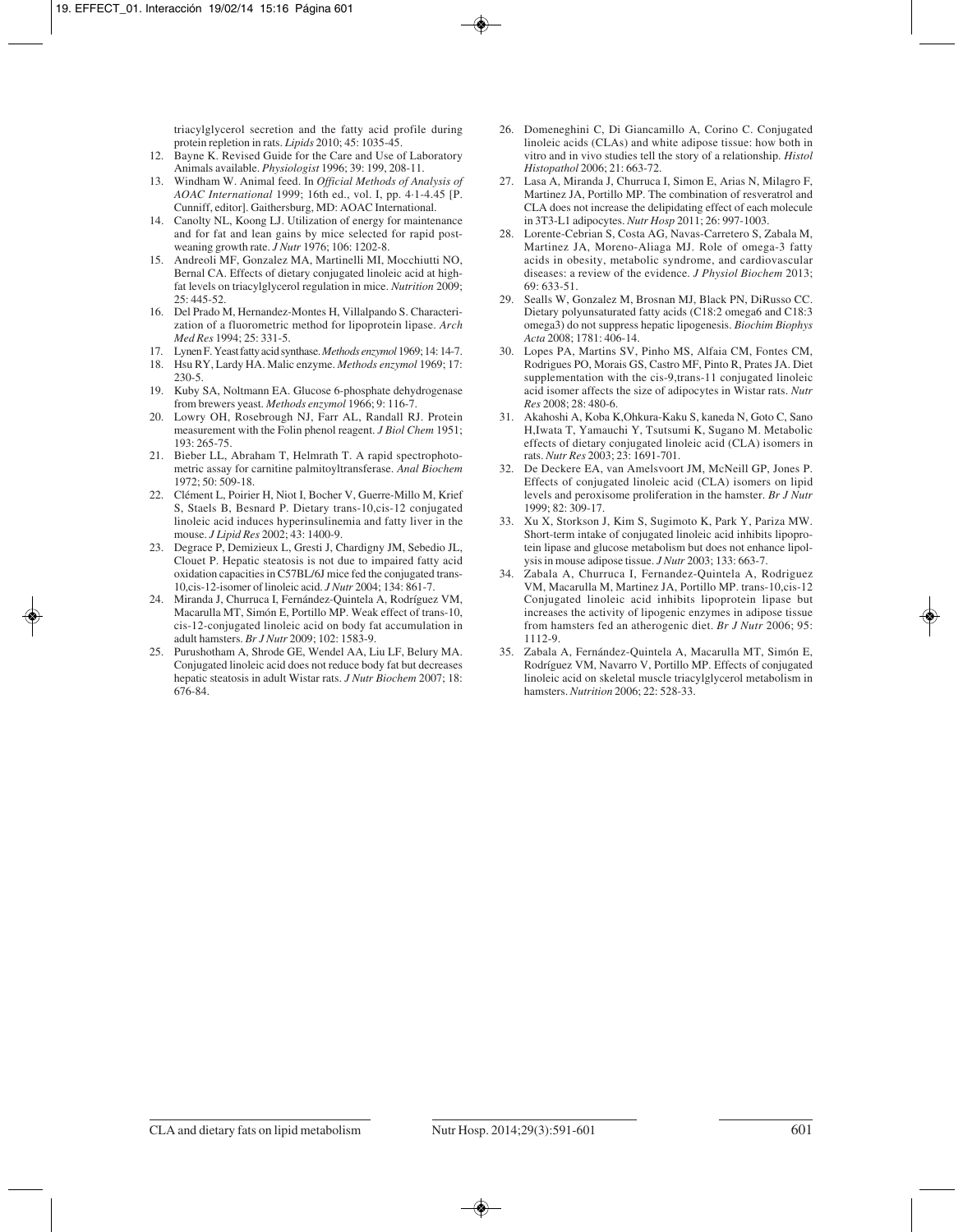triacylglycerol secretion and the fatty acid profile during protein repletion in rats. *Lipids* 2010; 45: 1035-45.

12. Bayne K. Revised Guide for the Care and Use of Laboratory Animals available. *Physiologist* 1996; 39: 199, 208-11.
13. Windham W. Animal feed. In *Official Methods of Analysis of AOAC International* 1999; 16th ed., vol. I, pp. 4·1-4.45 [P. Cunniff, editor]. Gaithersburg, MD: AOAC International.
14. Canolty NL, Koong LJ. Utilization of energy for maintenance and for fat and lean gains by mice selected for rapid post-weaning growth rate. *J Nutr* 1976; 106: 1202-8.
15. Andreoli MF, Gonzalez MA, Martinelli MI, Mocchiutti NO, Bernal CA. Effects of dietary conjugated linoleic acid at high-fat levels on triacylglycerol regulation in mice. *Nutrition* 2009; 25: 445-52.
16. Del Prado M, Hernandez-Montes H, Villalpando S. Characterization of a fluorometric method for lipoprotein lipase. *Arch Med Res* 1994; 25: 331-5.
17. Lynen F. Yeast fatty acid synthase. *Methods enzymol* 1969; 14: 14-7.
18. Hsu RY, Lardy HA. Malic enzyme. *Methods enzymol* 1969; 17: 230-5.
19. Kuby SA, Noltmann EA. Glucose 6-phosphate dehydrogenase from brewers yeast. *Methods enzymol* 1966; 9: 116-7.
20. Lowry OH, Rosebrough NJ, Farr AL, Randall RJ. Protein measurement with the Folin phenol reagent. *J Biol Chem* 1951; 193: 265-75.
21. Bieber LL, Abraham T, Helmrath T. A rapid spectrophotometric assay for carnitine palmitoyltransferase. *Anal Biochem* 1972; 50: 509-18.
22. Clément L, Poirier H, Niot I, Bocher V, Guerre-Millo M, Krief S, Staels B, Besnard P. Dietary trans-10,cis-12 conjugated linoleic acid induces hyperinsulinemia and fatty liver in the mouse. *J Lipid Res* 2002; 43: 1400-9.
23. Degrace P, Demizieux L, Gresti J, Chardigny JM, Sebedio JL, Clouet P. Hepatic steatosis is not due to impaired fatty acid oxidation capacities in C57BL/6J mice fed the conjugated trans-10,cis-12-isomer of linoleic acid. *J Nutr* 2004; 134: 861-7.
24. Miranda J, Churruca I, Fernández-Quintela A, Rodríguez VM, Macarulla MT, Simón E, Portillo MP. Weak effect of trans-10, cis-12-conjugated linoleic acid on body fat accumulation in adult hamsters. *Br J Nutr* 2009; 102: 1583-9.
25. Purushotham A, Shrode GE, Wendel AA, Liu LF, Belury MA. Conjugated linoleic acid does not reduce body fat but decreases hepatic steatosis in adult Wistar rats. *J Nutr Biochem* 2007; 18: 676-84.
26. Domeneghini C, Di Giancamillo A, Corino C. Conjugated linoleic acids (CLAs) and white adipose tissue: how both in vitro and in vivo studies tell the story of a relationship. *Histol Histopathol* 2006; 21: 663-72.
27. Lasa A, Miranda J, Churruca I, Simon E, Arias N, Milagro F, Martinez JA, Portillo MP. The combination of resveratrol and CLA does not increase the delipidating effect of each molecule in 3T3-L1 adipocytes. *Nutr Hosp* 2011; 26: 997-1003.
28. Lorente-Cebrian S, Costa AG, Navas-Carretero S, Zabala M, Martinez JA, Moreno-Aliaga MJ. Role of omega-3 fatty acids in obesity, metabolic syndrome, and cardiovascular diseases: a review of the evidence. *J Physiol Biochem* 2013; 69: 633-51.
29. Sealls W, Gonzalez M, Brosnan MJ, Black PN, DiRusso CC. Dietary polyunsaturated fatty acids (C18:2 omega6 and C18:3 omega3) do not suppress hepatic lipogenesis. *Biochim Biophys Acta* 2008; 1781: 406-14.
30. Lopes PA, Martins SV, Pinho MS, Alfaia CM, Fontes CM, Rodrigues PO, Morais GS, Castro MF, Pinto R, Prates JA. Diet supplementation with the cis-9,trans-11 conjugated linoleic acid isomer affects the size of adipocytes in Wistar rats. *Nutr Res* 2008; 28: 480-6.
31. Akahoshi A, Koba K,Ohkura-Kaku S, kaneda N, Goto C, Sano H,Iwata T, Yamauchi Y, Tsutsumi K, Sugano M. Metabolic effects of dietary conjugated linoleic acid (CLA) isomers in rats. *Nutr Res* 2003; 23: 1691-701.
32. De Deckere EA, van Amelsvoort JM, McNeill GP, Jones P. Effects of conjugated linoleic acid (CLA) isomers on lipid levels and peroxisome proliferation in the hamster. *Br J Nutr* 1999; 82: 309-17.
33. Xu X, Storkson J, Kim S, Sugimoto K, Park Y, Pariza MW. Short-term intake of conjugated linoleic acid inhibits lipoprotein lipase and glucose metabolism but does not enhance lipolysis in mouse adipose tissue. *J Nutr* 2003; 133: 663-7.
34. Zabala A, Churruca I, Fernandez-Quintela A, Rodriguez VM, Macarulla M, Martinez JA, Portillo MP. trans-10,cis-12 Conjugated linoleic acid inhibits lipoprotein lipase but increases the activity of lipogenic enzymes in adipose tissue from hamsters fed an atherogenic diet. *Br J Nutr* 2006; 95: 1112-9.
35. Zabala A, Fernández-Quintela A, Macarulla MT, Simón E, Rodríguez VM, Navarro V, Portillo MP. Effects of conjugated linoleic acid on skeletal muscle triacylglycerol metabolism in hamsters. *Nutrition* 2006; 22: 528-33.